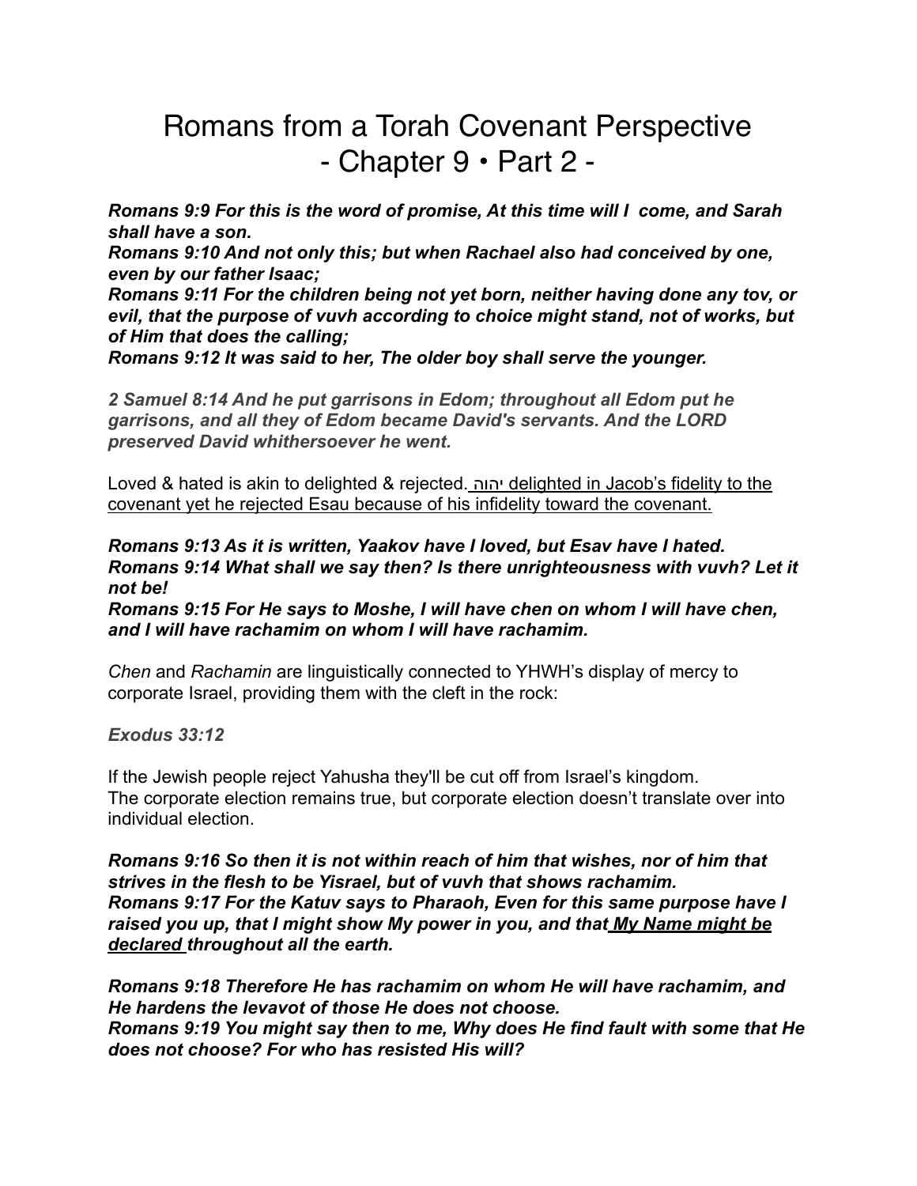# Romans from a Torah Covenant Perspective
# - Chapter 9 • Part 2 -

***Romans 9:9 For this is the word of promise, At this time will I  come, and Sarah shall have a son.***
***Romans 9:10 And not only this; but when Rachael also had conceived by one, even by our father Isaac;***
***Romans 9:11 For the children being not yet born, neither having done any tov, or evil, that the purpose of vuvh according to choice might stand, not of works, but of Him that does the calling;***
***Romans 9:12 It was said to her, The older boy shall serve the younger.***

***2 Samuel 8:14 And he put garrisons in Edom; throughout all Edom put he garrisons, and all they of Edom became David's servants. And the LORD preserved David whithersoever he went.***

Loved & hated is akin to delighted & rejected. <u>יהוה delighted in Jacob's fidelity to the covenant yet he rejected Esau because of his infidelity toward the covenant.</u>

***Romans 9:13 As it is written, Yaakov have I loved, but Esav have I hated.***
***Romans 9:14 What shall we say then? Is there unrighteousness with vuvh? Let it not be!***
***Romans 9:15 For He says to Moshe, I will have chen on whom I will have chen, and I will have rachamim on whom I will have rachamim.***

*Chen* and *Rachamin* are linguistically connected to YHWH's display of mercy to corporate Israel, providing them with the cleft in the rock:

***Exodus 33:12***

If the Jewish people reject Yahusha they'll be cut off from Israel's kingdom.
The corporate election remains true, but corporate election doesn't translate over into individual election.

***Romans 9:16 So then it is not within reach of him that wishes, nor of him that strives in the flesh to be Yisrael, but of vuvh that shows rachamim.***
***Romans 9:17 For the Katuv says to Pharaoh, Even for this same purpose have I raised you up, that I might show My power in you, and that <u>My Name might be declared</u> throughout all the earth.***

***Romans 9:18 Therefore He has rachamim on whom He will have rachamim, and He hardens the levavot of those He does not choose.***
***Romans 9:19 You might say then to me, Why does He find fault with some that He does not choose? For who has resisted His will?***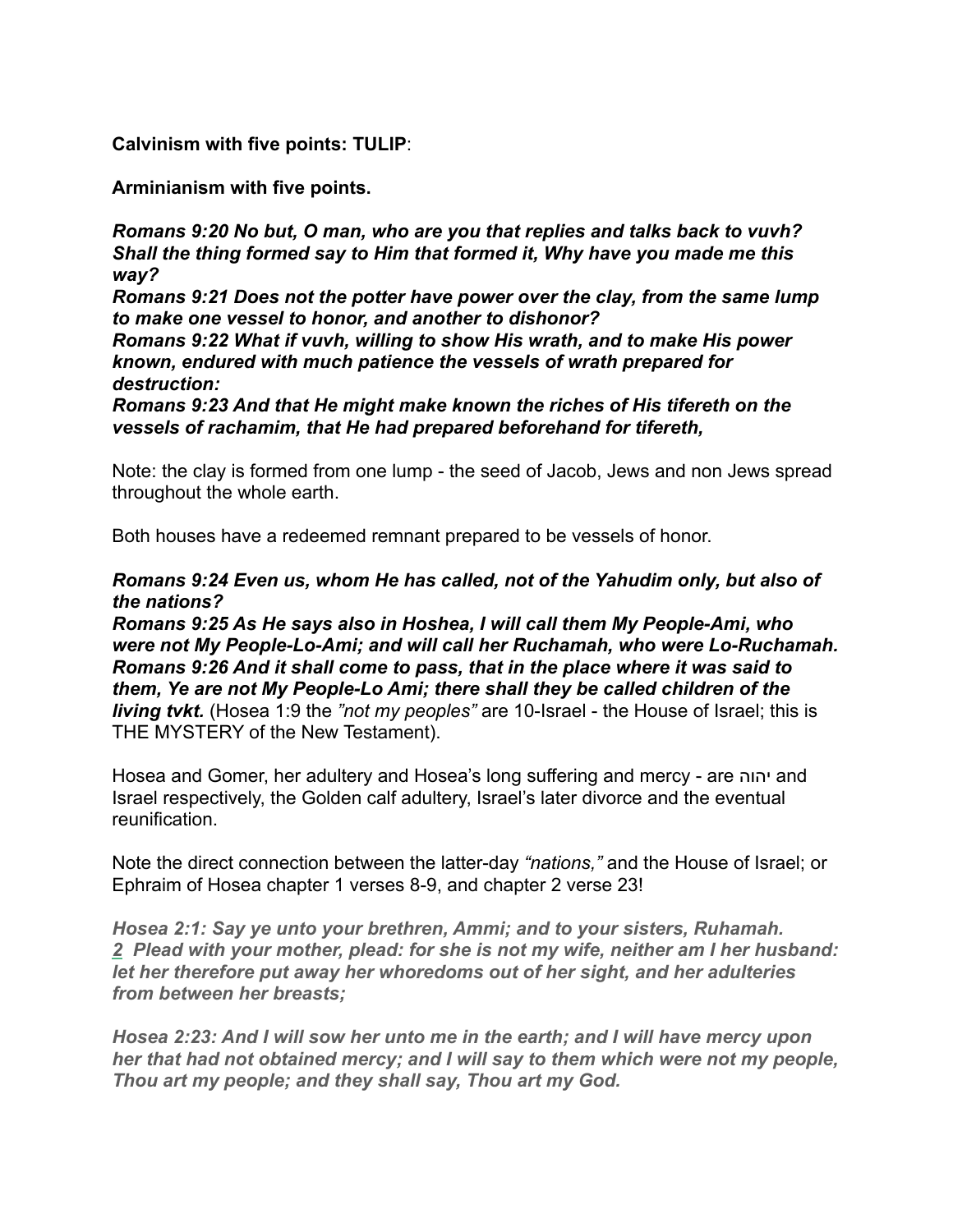**Calvinism with five points: TULIP**:

**Arminianism with five points.**

***Romans 9:20 No but, O man, who are you that replies and talks back to vuvh? Shall the thing formed say to Him that formed it, Why have you made me this way?***
***Romans 9:21 Does not the potter have power over the clay, from the same lump to make one vessel to honor, and another to dishonor?***
***Romans 9:22 What if vuvh, willing to show His wrath, and to make His power known, endured with much patience the vessels of wrath prepared for destruction:***
***Romans 9:23 And that He might make known the riches of His tifereth on the vessels of rachamim, that He had prepared beforehand for tifereth,***

Note: the clay is formed from one lump - the seed of Jacob, Jews and non Jews spread throughout the whole earth.

Both houses have a redeemed remnant prepared to be vessels of honor.

***Romans 9:24 Even us, whom He has called, not of the Yahudim only, but also of the nations?***
***Romans 9:25 As He says also in Hoshea, I will call them My People-Ami, who were not My People-Lo-Ami; and will call her Ruchamah, who were Lo-Ruchamah.***
***Romans 9:26 And it shall come to pass, that in the place where it was said to them, Ye are not My People-Lo Ami; there shall they be called children of the living tvkt.*** (Hosea 1:9 the *"not my peoples"* are 10-Israel - the House of Israel; this is THE MYSTERY of the New Testament).

Hosea and Gomer, her adultery and Hosea's long suffering and mercy - are יהוה and Israel respectively, the Golden calf adultery, Israel's later divorce and the eventual reunification.

Note the direct connection between the latter-day *"nations,"* and the House of Israel; or Ephraim of Hosea chapter 1 verses 8-9, and chapter 2 verse 23!

***Hosea 2:1: Say ye unto your brethren, Ammi; and to your sisters, Ruhamah. 2 Plead with your mother, plead: for she is not my wife, neither am I her husband: let her therefore put away her whoredoms out of her sight, and her adulteries from between her breasts;***

***Hosea 2:23: And I will sow her unto me in the earth; and I will have mercy upon her that had not obtained mercy; and I will say to them which were not my people, Thou art my people; and they shall say, Thou art my God.***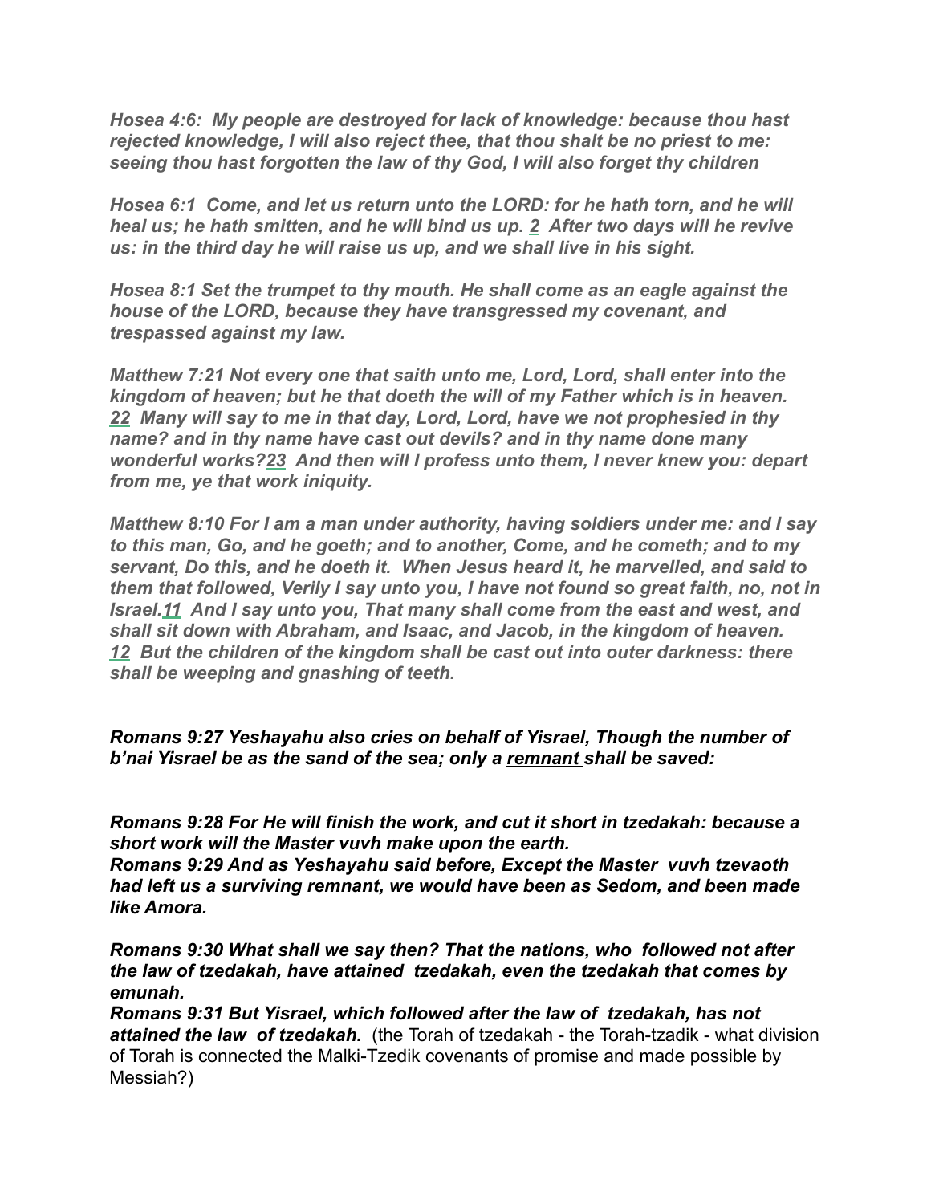***Hosea 4:6: My people are destroyed for lack of knowledge: because thou hast rejected knowledge, I will also reject thee, that thou shalt be no priest to me: seeing thou hast forgotten the law of thy God, I will also forget thy children***

***Hosea 6:1 Come, and let us return unto the LORD: for he hath torn, and he will heal us; he hath smitten, and he will bind us up. 2 After two days will he revive us: in the third day he will raise us up, and we shall live in his sight.***

***Hosea 8:1 Set the trumpet to thy mouth. He shall come as an eagle against the house of the LORD, because they have transgressed my covenant, and trespassed against my law.***

***Matthew 7:21 Not every one that saith unto me, Lord, Lord, shall enter into the kingdom of heaven; but he that doeth the will of my Father which is in heaven. 22 Many will say to me in that day, Lord, Lord, have we not prophesied in thy name? and in thy name have cast out devils? and in thy name done many wonderful works?23 And then will I profess unto them, I never knew you: depart from me, ye that work iniquity.***

***Matthew 8:10 For I am a man under authority, having soldiers under me: and I say to this man, Go, and he goeth; and to another, Come, and he cometh; and to my servant, Do this, and he doeth it. When Jesus heard it, he marvelled, and said to them that followed, Verily I say unto you, I have not found so great faith, no, not in Israel.11 And I say unto you, That many shall come from the east and west, and shall sit down with Abraham, and Isaac, and Jacob, in the kingdom of heaven. 12 But the children of the kingdom shall be cast out into outer darkness: there shall be weeping and gnashing of teeth.***

***Romans 9:27 Yeshayahu also cries on behalf of Yisrael, Though the number of b'nai Yisrael be as the sand of the sea; only a <u>remnant</u> shall be saved:***

***Romans 9:28 For He will finish the work, and cut it short in tzedakah: because a short work will the Master vuvh make upon the earth.***
***Romans 9:29 And as Yeshayahu said before, Except the Master vuvh tzevaoth had left us a surviving remnant, we would have been as Sedom, and been made like Amora.***

***Romans 9:30 What shall we say then? That the nations, who followed not after the law of tzedakah, have attained tzedakah, even the tzedakah that comes by emunah.***
***Romans 9:31 But Yisrael, which followed after the law of tzedakah, has not attained the law of tzedakah.*** (the Torah of tzedakah - the Torah-tzadik - what division of Torah is connected the Malki-Tzedik covenants of promise and made possible by Messiah?)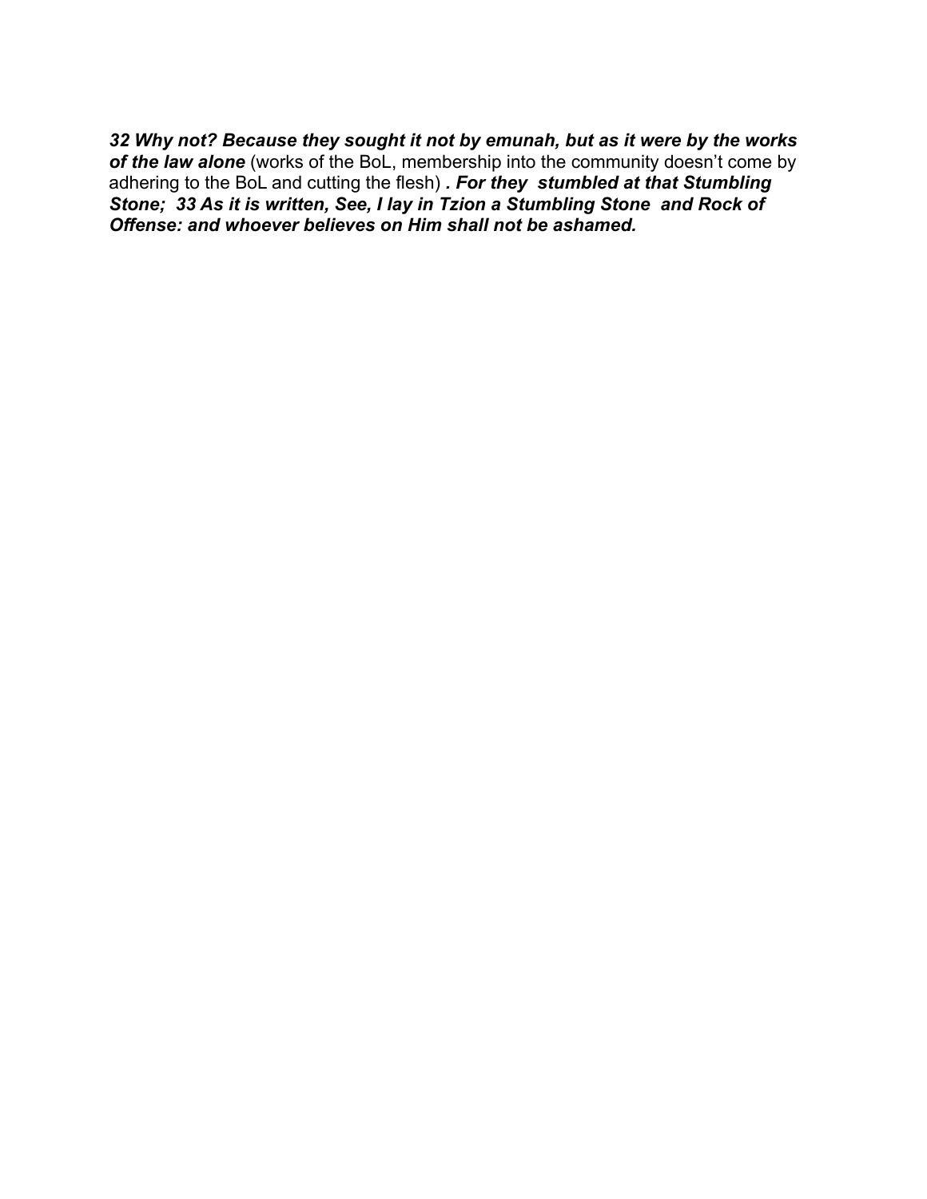***32 Why not? Because they sought it not by emunah, but as it were by the works of the law alone*** (works of the BoL, membership into the community doesn't come by adhering to the BoL and cutting the flesh) ***. For they stumbled at that Stumbling Stone; 33 As it is written, See, I lay in Tzion a Stumbling Stone and Rock of Offense: and whoever believes on Him shall not be ashamed.***